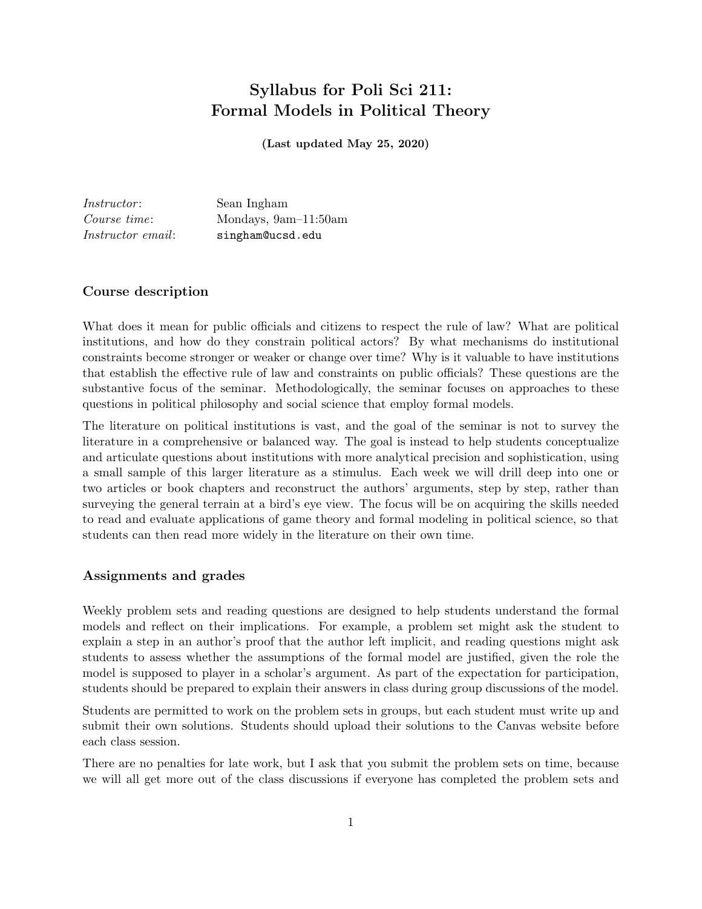# Syllabus for Poli Sci 211: Formal Models in Political Theory

**(Last updated May 25, 2020)**

| | |
|---|---|
| *Instructor*: | Sean Ingham |
| *Course time*: | Mondays, 9am–11:50am |
| *Instructor email*: | `singham@ucsd.edu` |

## Course description

What does it mean for public officials and citizens to respect the rule of law? What are political institutions, and how do they constrain political actors? By what mechanisms do institutional constraints become stronger or weaker or change over time? Why is it valuable to have institutions that establish the effective rule of law and constraints on public officials? These questions are the substantive focus of the seminar. Methodologically, the seminar focuses on approaches to these questions in political philosophy and social science that employ formal models.

The literature on political institutions is vast, and the goal of the seminar is not to survey the literature in a comprehensive or balanced way. The goal is instead to help students conceptualize and articulate questions about institutions with more analytical precision and sophistication, using a small sample of this larger literature as a stimulus. Each week we will drill deep into one or two articles or book chapters and reconstruct the authors' arguments, step by step, rather than surveying the general terrain at a bird's eye view. The focus will be on acquiring the skills needed to read and evaluate applications of game theory and formal modeling in political science, so that students can then read more widely in the literature on their own time.

## Assignments and grades

Weekly problem sets and reading questions are designed to help students understand the formal models and reflect on their implications. For example, a problem set might ask the student to explain a step in an author's proof that the author left implicit, and reading questions might ask students to assess whether the assumptions of the formal model are justified, given the role the model is supposed to player in a scholar's argument. As part of the expectation for participation, students should be prepared to explain their answers in class during group discussions of the model.

Students are permitted to work on the problem sets in groups, but each student must write up and submit their own solutions. Students should upload their solutions to the Canvas website before each class session.

There are no penalties for late work, but I ask that you submit the problem sets on time, because we will all get more out of the class discussions if everyone has completed the problem sets and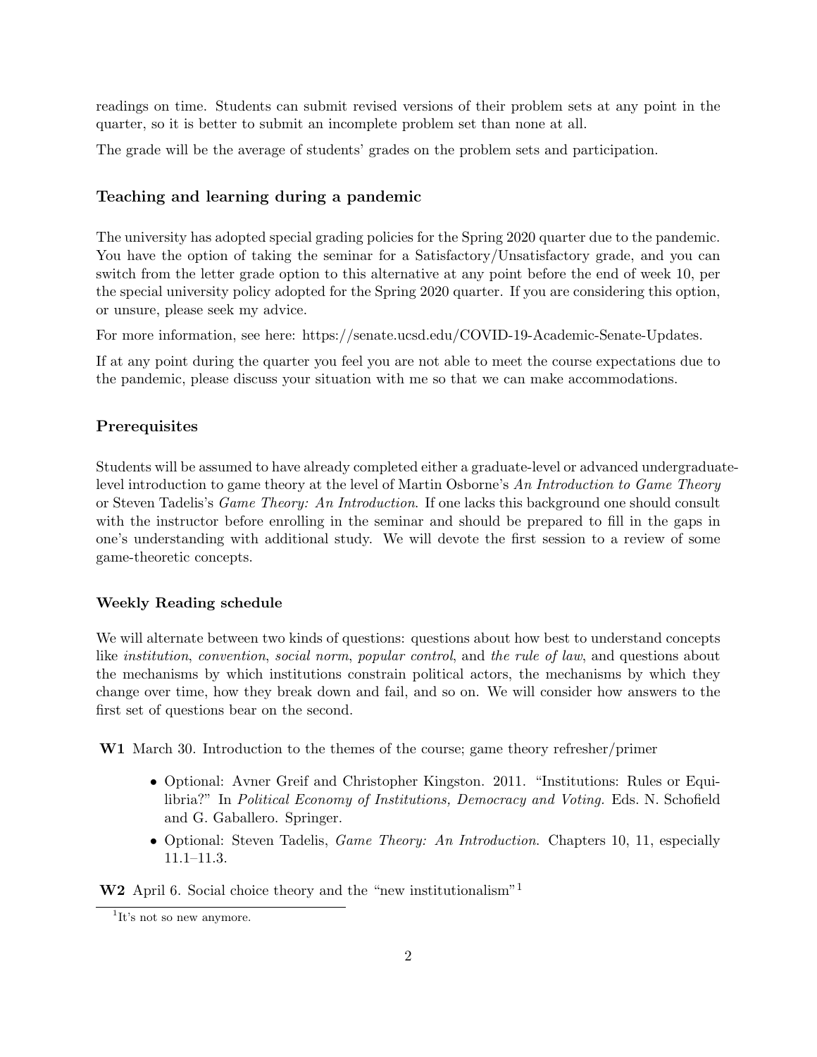readings on time. Students can submit revised versions of their problem sets at any point in the quarter, so it is better to submit an incomplete problem set than none at all.

The grade will be the average of students' grades on the problem sets and participation.

### Teaching and learning during a pandemic

The university has adopted special grading policies for the Spring 2020 quarter due to the pandemic. You have the option of taking the seminar for a Satisfactory/Unsatisfactory grade, and you can switch from the letter grade option to this alternative at any point before the end of week 10, per the special university policy adopted for the Spring 2020 quarter. If you are considering this option, or unsure, please seek my advice.

For more information, see here: https://senate.ucsd.edu/COVID-19-Academic-Senate-Updates.

If at any point during the quarter you feel you are not able to meet the course expectations due to the pandemic, please discuss your situation with me so that we can make accommodations.

### Prerequisites

Students will be assumed to have already completed either a graduate-level or advanced undergraduate-level introduction to game theory at the level of Martin Osborne's *An Introduction to Game Theory* or Steven Tadelis's *Game Theory: An Introduction*. If one lacks this background one should consult with the instructor before enrolling in the seminar and should be prepared to fill in the gaps in one's understanding with additional study. We will devote the first session to a review of some game-theoretic concepts.

### Weekly Reading schedule

We will alternate between two kinds of questions: questions about how best to understand concepts like *institution*, *convention*, *social norm*, *popular control*, and *the rule of law*, and questions about the mechanisms by which institutions constrain political actors, the mechanisms by which they change over time, how they break down and fail, and so on. We will consider how answers to the first set of questions bear on the second.

**W1** March 30. Introduction to the themes of the course; game theory refresher/primer

- Optional: Avner Greif and Christopher Kingston. 2011. "Institutions: Rules or Equilibria?" In *Political Economy of Institutions, Democracy and Voting.* Eds. N. Schofield and G. Gaballero. Springer.
- Optional: Steven Tadelis, *Game Theory: An Introduction*. Chapters 10, 11, especially 11.1–11.3.

**W2** April 6. Social choice theory and the "new institutionalism"[1]

[1] It's not so new anymore.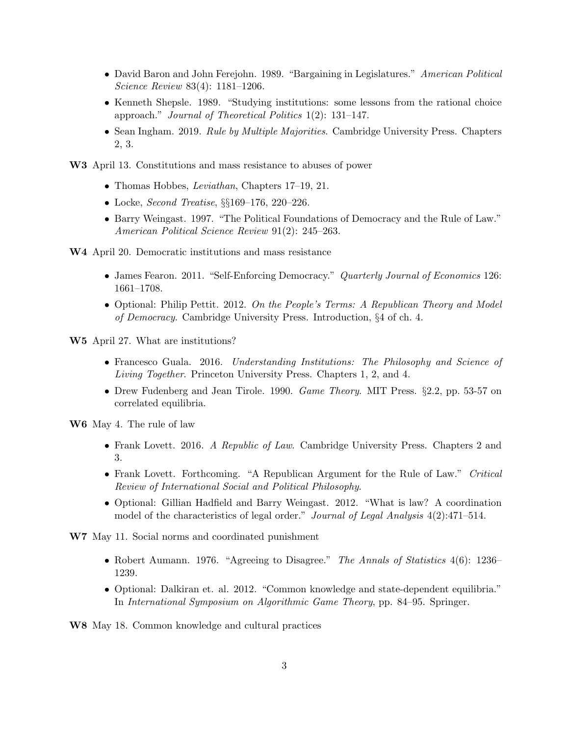- David Baron and John Ferejohn. 1989. "Bargaining in Legislatures." *American Political Science Review* 83(4): 1181–1206.
- Kenneth Shepsle. 1989. "Studying institutions: some lessons from the rational choice approach." *Journal of Theoretical Politics* 1(2): 131–147.
- Sean Ingham. 2019. *Rule by Multiple Majorities*. Cambridge University Press. Chapters 2, 3.

**W3** April 13. Constitutions and mass resistance to abuses of power

- Thomas Hobbes, *Leviathan*, Chapters 17–19, 21.
- Locke, *Second Treatise*, §§169–176, 220–226.
- Barry Weingast. 1997. "The Political Foundations of Democracy and the Rule of Law." *American Political Science Review* 91(2): 245–263.

**W4** April 20. Democratic institutions and mass resistance

- James Fearon. 2011. "Self-Enforcing Democracy." *Quarterly Journal of Economics* 126: 1661–1708.
- Optional: Philip Pettit. 2012. *On the People's Terms: A Republican Theory and Model of Democracy*. Cambridge University Press. Introduction, §4 of ch. 4.

**W5** April 27. What are institutions?

- Francesco Guala. 2016. *Understanding Institutions: The Philosophy and Science of Living Together*. Princeton University Press. Chapters 1, 2, and 4.
- Drew Fudenberg and Jean Tirole. 1990. *Game Theory*. MIT Press. §2.2, pp. 53-57 on correlated equilibria.

**W6** May 4. The rule of law

- Frank Lovett. 2016. *A Republic of Law*. Cambridge University Press. Chapters 2 and 3.
- Frank Lovett. Forthcoming. "A Republican Argument for the Rule of Law." *Critical Review of International Social and Political Philosophy*.
- Optional: Gillian Hadfield and Barry Weingast. 2012. "What is law? A coordination model of the characteristics of legal order." *Journal of Legal Analysis* 4(2):471–514.

**W7** May 11. Social norms and coordinated punishment

- Robert Aumann. 1976. "Agreeing to Disagree." *The Annals of Statistics* 4(6): 1236–1239.
- Optional: Dalkiran et. al. 2012. "Common knowledge and state-dependent equilibria." In *International Symposium on Algorithmic Game Theory*, pp. 84–95. Springer.

**W8** May 18. Common knowledge and cultural practices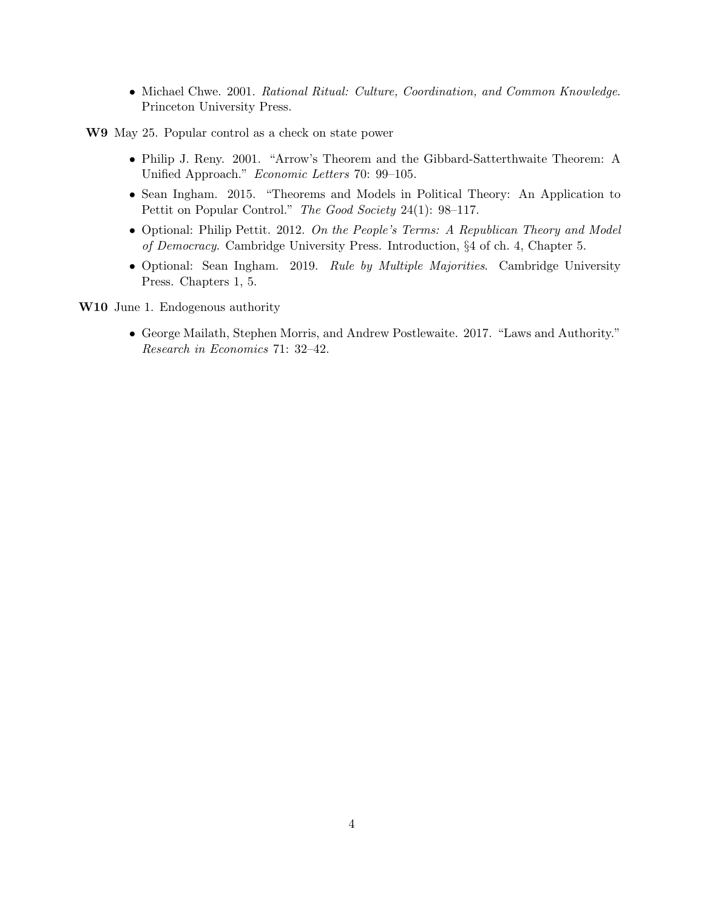- Michael Chwe. 2001. *Rational Ritual: Culture, Coordination, and Common Knowledge*. Princeton University Press.

**W9** May 25. Popular control as a check on state power

- Philip J. Reny. 2001. "Arrow's Theorem and the Gibbard-Satterthwaite Theorem: A Unified Approach." *Economic Letters* 70: 99–105.
- Sean Ingham. 2015. "Theorems and Models in Political Theory: An Application to Pettit on Popular Control." *The Good Society* 24(1): 98–117.
- Optional: Philip Pettit. 2012. *On the People's Terms: A Republican Theory and Model of Democracy*. Cambridge University Press. Introduction, §4 of ch. 4, Chapter 5.
- Optional: Sean Ingham. 2019. *Rule by Multiple Majorities*. Cambridge University Press. Chapters 1, 5.

**W10** June 1. Endogenous authority

- George Mailath, Stephen Morris, and Andrew Postlewaite. 2017. "Laws and Authority." *Research in Economics* 71: 32–42.